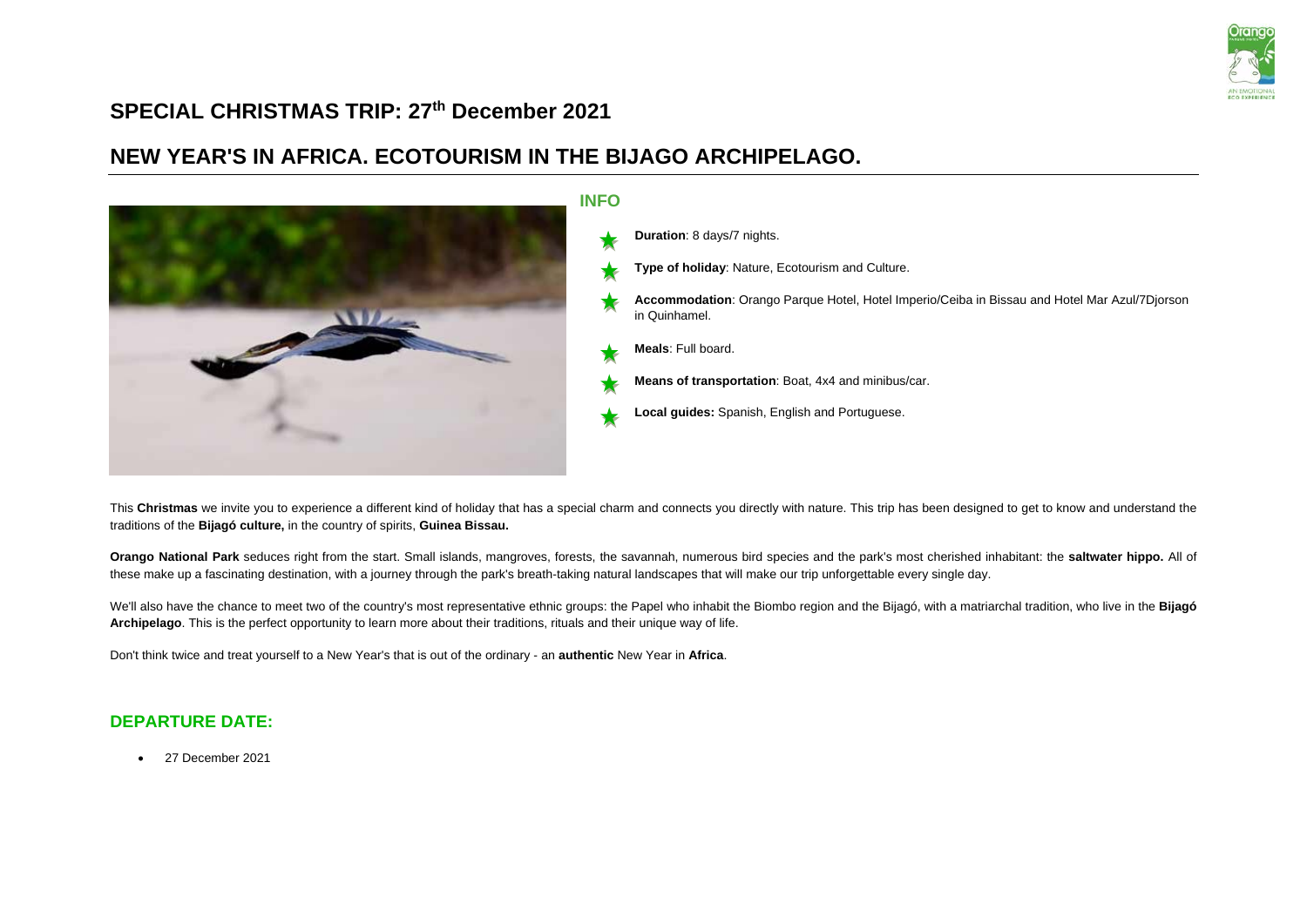# SPECIAL CHRISTMAS TRIP: 27th December 2021

# NEW YEAR'S IN AFRICA. ECOTOURISM IN THE BIJAGO ARCHIPELAGO.

## INFO

- **Duration**: 8 days/7 nights.
- **Type of holiday**: Nature, Ecotourism and Culture.
- **Accommodation**: Orango Parque Hotel, Hotel Imperio/Ceiba in Bissau and Hotel Mar Azul/7Djorson in Quinhamel.
- **Meals**: Full board.
- **Means of transportation**: Boat, 4x4 and minibus/car.
- **Local guides:** Spanish, English and Portuguese.

This **Christmas** we invite you to experience a different kind of holiday that has a special charm and connects you directly with nature. This trip has been designed to get to know and understand the traditions of the **Bijagó culture,** in the country of spirits, **Guinea Bissau.**

**Orango National Park** seduces right from the start. Small islands, mangroves, forests, the savannah, numerous bird species and the park's most cherished inhabitant: the **saltwater hippo.** All of these make up a fascinating destination, with a journey through the park's breath-taking natural landscapes that will make our trip unforgettable every single day.

We'll also have the chance to meet two of the country's most representative ethnic groups: the Papel who inhabit the Biombo region and the Bijagó, with a matriarchal tradition, who live in the **Bijagó Archipelago**. This is the perfect opportunity to learn more about their traditions, rituals and their unique way of life.

Don't think twice and treat yourself to a New Year's that is out of the ordinary - an **authentic** New Year in **Africa**.

## DEPARTURE DATE:

- 27 December 2021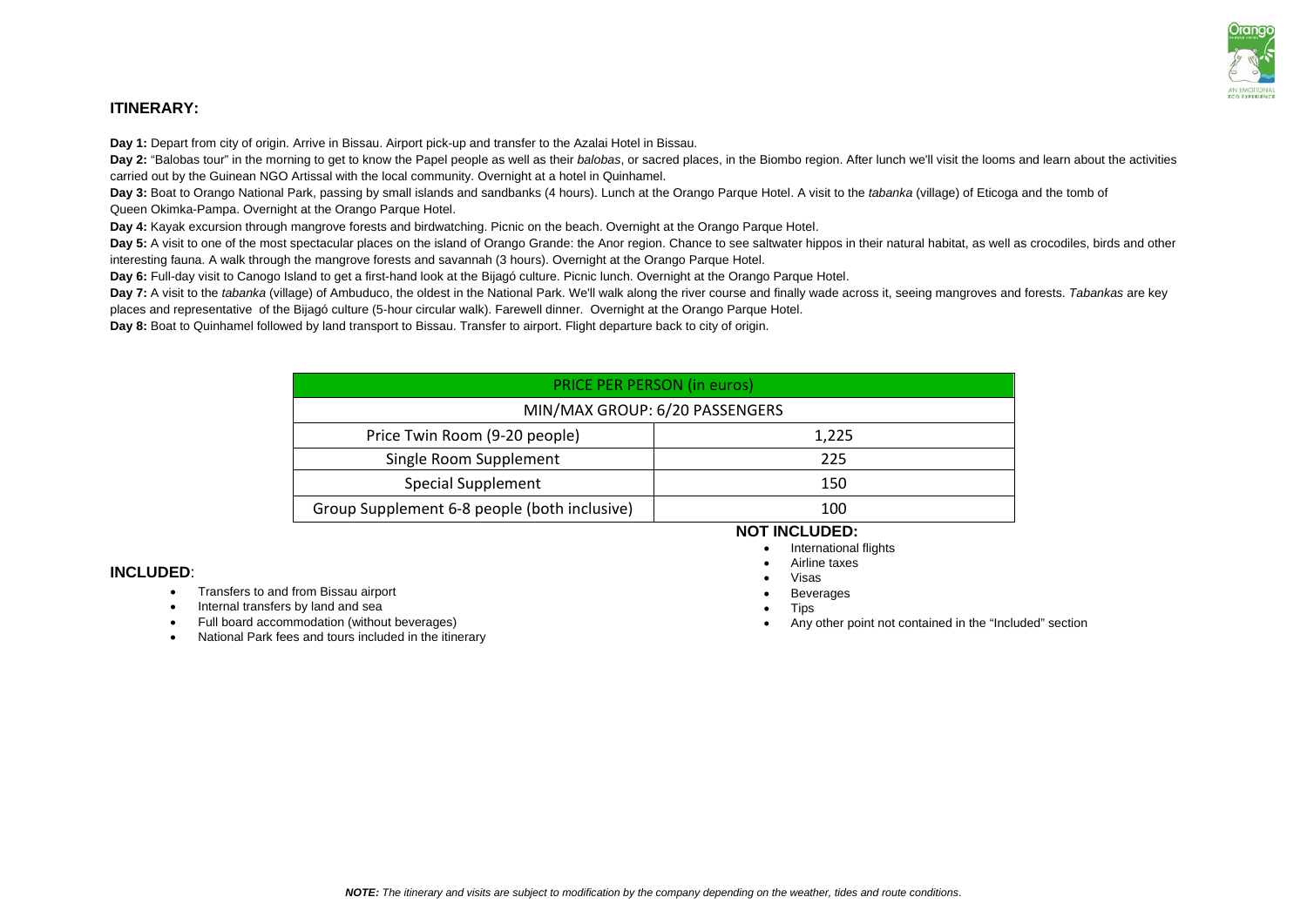## ITINERARY:

**Day 1:** Depart from city of origin. Arrive in Bissau. Airport pick-up and transfer to the Azalai Hotel in Bissau.

**Day 2:** "Balobas tour" in the morning to get to know the Papel people as well as their *balobas*, or sacred places, in the Biombo region. After lunch we'll visit the looms and learn about the activities carried out by the Guinean NGO Artissal with the local community. Overnight at a hotel in Quinhamel.

**Day 3:** Boat to Orango National Park, passing by small islands and sandbanks (4 hours). Lunch at the Orango Parque Hotel. A visit to the *tabanka* (village) of Eticoga and the tomb of Queen Okimka-Pampa. Overnight at the Orango Parque Hotel.

**Day 4:** Kayak excursion through mangrove forests and birdwatching. Picnic on the beach. Overnight at the Orango Parque Hotel.

**Day 5:** A visit to one of the most spectacular places on the island of Orango Grande: the Anor region. Chance to see saltwater hippos in their natural habitat, as well as crocodiles, birds and other interesting fauna. A walk through the mangrove forests and savannah (3 hours). Overnight at the Orango Parque Hotel.

**Day 6:** Full-day visit to Canogo Island to get a first-hand look at the Bijagó culture. Picnic lunch. Overnight at the Orango Parque Hotel.

**Day 7:** A visit to the *tabanka* (village) of Ambuduco, the oldest in the National Park. We'll walk along the river course and finally wade across it, seeing mangroves and forests. *Tabankas* are key places and representative of the Bijagó culture (5-hour circular walk). Farewell dinner. Overnight at the Orango Parque Hotel.

**Day 8:** Boat to Quinhamel followed by land transport to Bissau. Transfer to airport. Flight departure back to city of origin.

| PRICE PER PERSON (in euros) | |
|---|---|
| MIN/MAX GROUP: 6/20 PASSENGERS | |
| Price Twin Room (9-20 people) | 1,225 |
| Single Room Supplement | 225 |
| Special Supplement | 150 |
| Group Supplement 6-8 people (both inclusive) | 100 |

### INCLUDED:

- Transfers to and from Bissau airport
- Internal transfers by land and sea
- Full board accommodation (without beverages)
- National Park fees and tours included in the itinerary

### NOT INCLUDED:

- International flights
- Airline taxes
- Visas
- Beverages
- Tips
- Any other point not contained in the "Included" section

***NOTE:** The itinerary and visits are subject to modification by the company depending on the weather, tides and route conditions.*